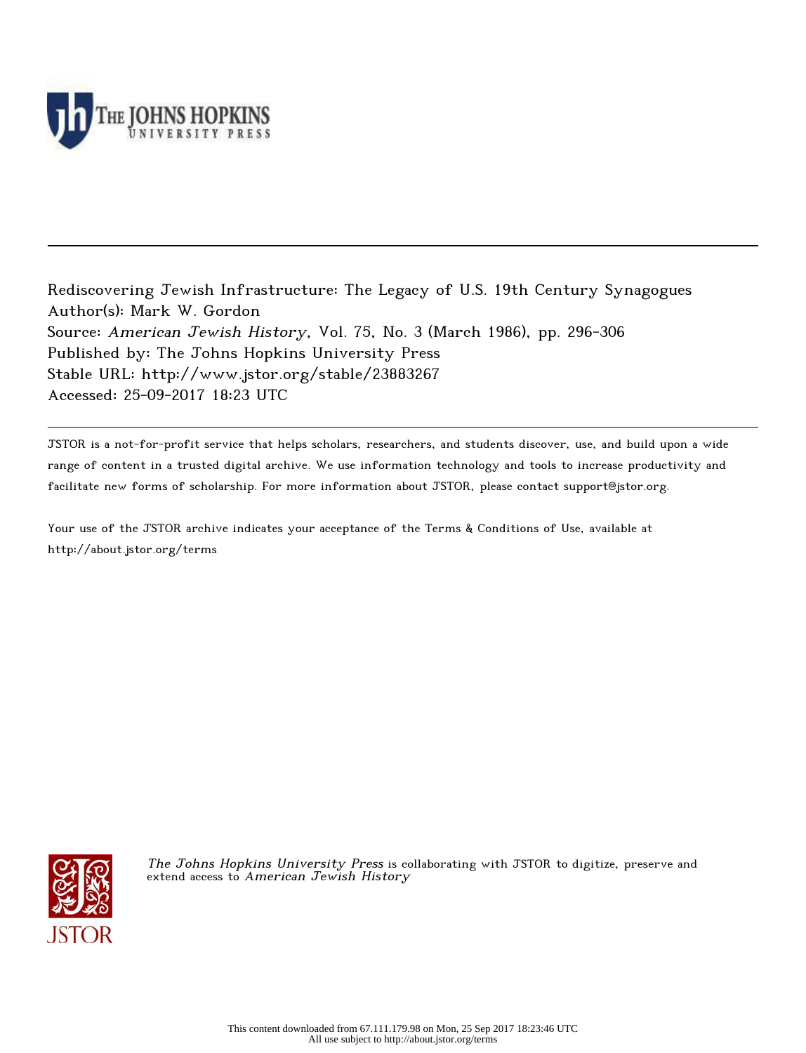Rediscovering Jewish Infrastructure: The Legacy of U.S. 19th Century Synagogues
Author(s): Mark W. Gordon
Source: *American Jewish History*, Vol. 75, No. 3 (March 1986), pp. 296-306
Published by: The Johns Hopkins University Press
Stable URL: http://www.jstor.org/stable/23883267
Accessed: 25-09-2017 18:23 UTC

JSTOR is a not-for-profit service that helps scholars, researchers, and students discover, use, and build upon a wide range of content in a trusted digital archive. We use information technology and tools to increase productivity and facilitate new forms of scholarship. For more information about JSTOR, please contact support@jstor.org.

Your use of the JSTOR archive indicates your acceptance of the Terms & Conditions of Use, available at http://about.jstor.org/terms

*The Johns Hopkins University Press* is collaborating with JSTOR to digitize, preserve and extend access to *American Jewish History*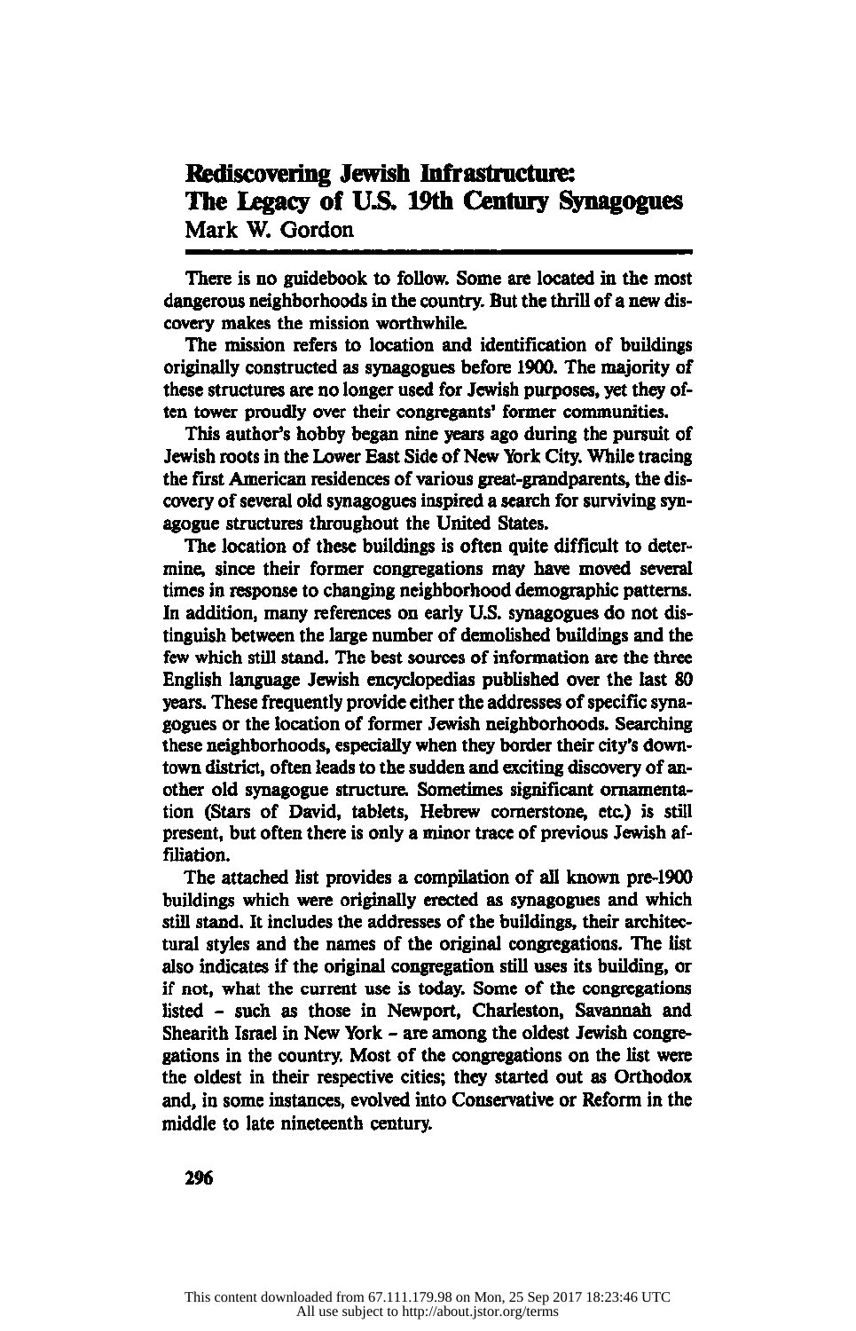# Rediscovering Jewish Infrastructure: The Legacy of U.S. 19th Century Synagogues

Mark W. Gordon

There is no guidebook to follow. Some are located in the most dangerous neighborhoods in the country. But the thrill of a new discovery makes the mission worthwhile.

The mission refers to location and identification of buildings originally constructed as synagogues before 1900. The majority of these structures are no longer used for Jewish purposes, yet they often tower proudly over their congregants' former communities.

This author's hobby began nine years ago during the pursuit of Jewish roots in the Lower East Side of New York City. While tracing the first American residences of various great-grandparents, the discovery of several old synagogues inspired a search for surviving synagogue structures throughout the United States.

The location of these buildings is often quite difficult to determine, since their former congregations may have moved several times in response to changing neighborhood demographic patterns. In addition, many references on early U.S. synagogues do not distinguish between the large number of demolished buildings and the few which still stand. The best sources of information are the three English language Jewish encyclopedias published over the last 80 years. These frequently provide either the addresses of specific synagogues or the location of former Jewish neighborhoods. Searching these neighborhoods, especially when they border their city's downtown district, often leads to the sudden and exciting discovery of another old synagogue structure. Sometimes significant ornamentation (Stars of David, tablets, Hebrew cornerstone, etc.) is still present, but often there is only a minor trace of previous Jewish affiliation.

The attached list provides a compilation of all known pre-1900 buildings which were originally erected as synagogues and which still stand. It includes the addresses of the buildings, their architectural styles and the names of the original congregations. The list also indicates if the original congregation still uses its building, or if not, what the current use is today. Some of the congregations listed – such as those in Newport, Charleston, Savannah and Shearith Israel in New York – are among the oldest Jewish congregations in the country. Most of the congregations on the list were the oldest in their respective cities; they started out as Orthodox and, in some instances, evolved into Conservative or Reform in the middle to late nineteenth century.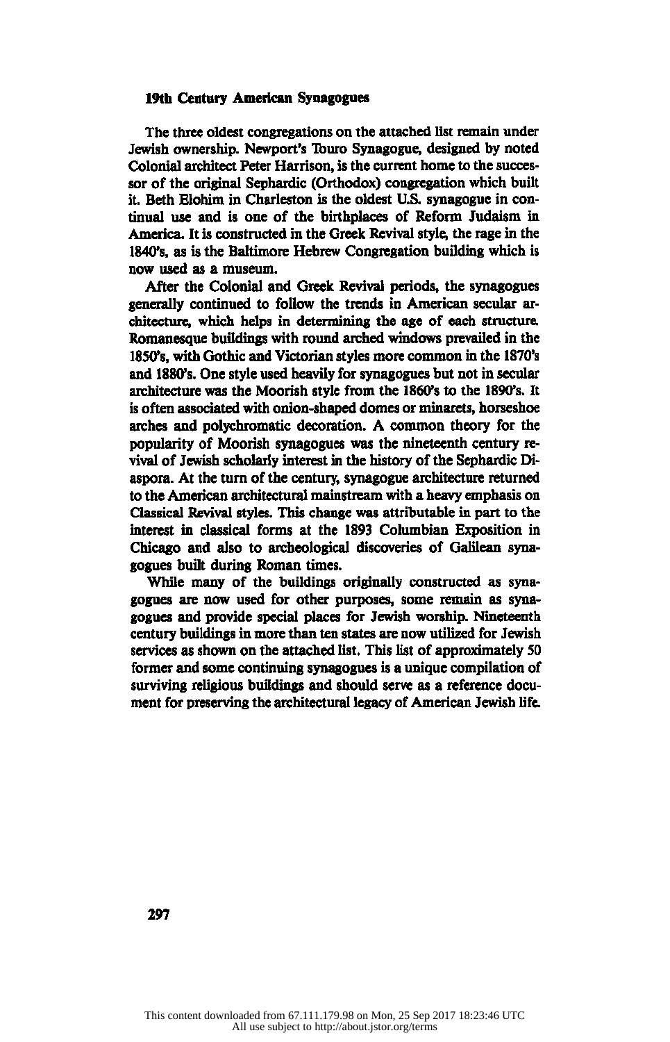## 19th Century American Synagogues

The three oldest congregations on the attached list remain under Jewish ownership. Newport's Touro Synagogue, designed by noted Colonial architect Peter Harrison, is the current home to the successor of the original Sephardic (Orthodox) congregation which built it. Beth Elohim in Charleston is the oldest U.S. synagogue in continual use and is one of the birthplaces of Reform Judaism in America. It is constructed in the Greek Revival style, the rage in the 1840's, as is the Baltimore Hebrew Congregation building which is now used as a museum.

After the Colonial and Greek Revival periods, the synagogues generally continued to follow the trends in American secular architecture, which helps in determining the age of each structure. Romanesque buildings with round arched windows prevailed in the 1850's, with Gothic and Victorian styles more common in the 1870's and 1880's. One style used heavily for synagogues but not in secular architecture was the Moorish style from the 1860's to the 1890's. It is often associated with onion-shaped domes or minarets, horseshoe arches and polychromatic decoration. A common theory for the popularity of Moorish synagogues was the nineteenth century revival of Jewish scholarly interest in the history of the Sephardic Diaspora. At the turn of the century, synagogue architecture returned to the American architectural mainstream with a heavy emphasis on Classical Revival styles. This change was attributable in part to the interest in classical forms at the 1893 Columbian Exposition in Chicago and also to archeological discoveries of Galilean synagogues built during Roman times.

While many of the buildings originally constructed as synagogues are now used for other purposes, some remain as synagogues and provide special places for Jewish worship. Nineteenth century buildings in more than ten states are now utilized for Jewish services as shown on the attached list. This list of approximately 50 former and some continuing synagogues is a unique compilation of surviving religious buildings and should serve as a reference document for preserving the architectural legacy of American Jewish life.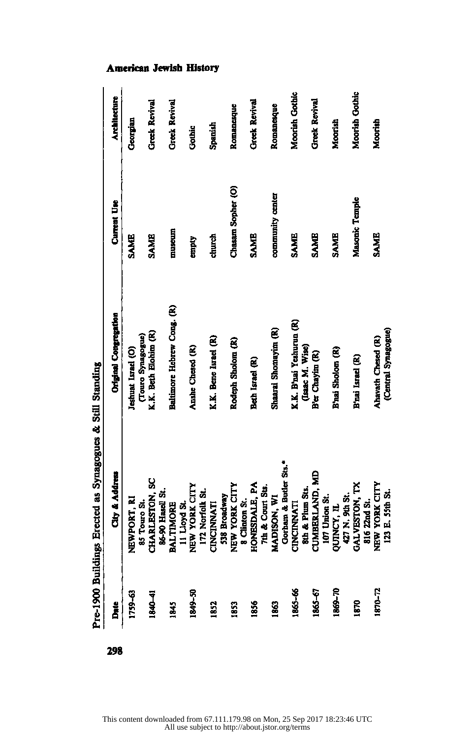## Pre-1900 Buildings Erected as Synagogues & Still Standing

| Date | City & Address | Original Congregation | Current Use | Architecture |
|---|---|---|---|---|
| 1759–63 | NEWPORT, RI 85 Touro St. | Jeshuat Israel (O) (Touro Synagogue) | SAME | Georgian |
| 1840–41 | CHARLESTON, SC 86-90 Hasell St. | K.K. Beth Elohim (R) | SAME | Greek Revival |
| 1845 | BALTIMORE 11 Lloyd St. | Baltimore Hebrew Cong. (R) | museum | Greek Revival |
| 1849–50 | NEW YORK CITY 172 Norfolk St. | Anshe Chesed (R) | empty | Gothic |
| 1852 | CINCINNATI 538 Broadway | K.K. Bene Israel (R) | church | Spanish |
| 1853 | NEW YORK CITY 8 Clinton St. | Rodeph Sholom (R) | Chasam Sopher (O) | Romanesque |
| 1856 | HONESDALE, PA 7th & Court Sts. | Beth Israel (R) | SAME | Greek Revival |
| 1863 | MADISON, WI Gorham & Butler Sts.* | Shaarai Shomayim (R) | community center | Romanesque |
| 1865–66 | CINCINNATI 8th & Plum Sts. | K.K. B'nai Yeshurun (R) (Isaac M. Wise) | SAME | Moorish Gothic |
| 1865–67 | CUMBERLAND, MD 107 Union St. | B'er Chayim (R) | SAME | Greek Revival |
| 1869–70 | QUINCY, IL 427 N. 9th St. | B'nai Sholom (R) | SAME | Moorish |
| 1870 | GALVESTON, TX 816 22nd St. | B'nai Israel (R) | Masonic Temple | Moorish Gothic |
| 1870–72 | NEW YORK CITY 123 E. 55th St. | Ahavath Chesed (R) (Central Synagogue) | SAME | Moorish |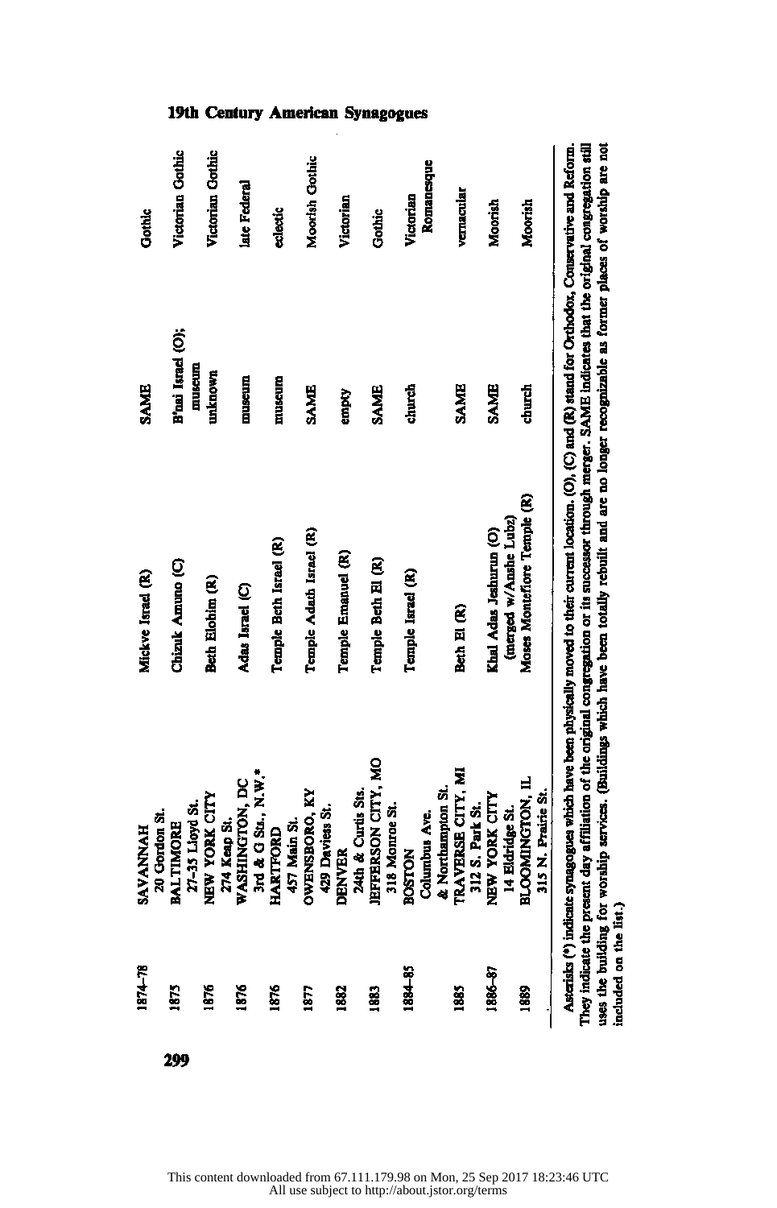| | | | | |
|---|---|---|---|---|
| 1874–78 | SAVANNAH<br>20 Gordon St. | Mickve Israel (R) | SAME | Gothic |
| 1875 | BALTIMORE<br>27–35 Lloyd St. | Chizuk Amuno (C) | B'nai Israel (O); museum | Victorian Gothic |
| 1876 | NEW YORK CITY<br>274 Keap St. | Beth Elohim (R) | unknown | Victorian Gothic |
| 1876 | WASHINGTON, DC<br>3rd & G Sts., N.W.* | Adas Israel (C) | museum | late Federal |
| 1876 | HARTFORD<br>457 Main St. | Temple Beth Israel (R) | museum | eclectic |
| 1877 | OWENSBORO, KY<br>429 Daviess St. | Temple Adath Israel (R) | SAME | Moorish Gothic |
| 1882 | DENVER<br>24th & Curtis Sts. | Temple Emanuel (R) | empty | Victorian |
| 1883 | JEFFERSON CITY, MO<br>318 Monroe St. | Temple Beth El (R) | SAME | Gothic |
| 1884–85 | BOSTON<br>Columbus Ave. & Northampton St. | Temple Israel (R) | church | Victorian Romanesque |
| 1885 | TRAVERSE CITY, MI<br>312 S. Park St. | Beth El (R) | SAME | vernacular |
| 1886–87 | NEW YORK CITY<br>14 Eldridge St. | Khal Adas Jeshurun (O) (merged w/Anshe Lubz) | SAME | Moorish |
| 1889 | BLOOMINGTON, IL<br>315 N. Prairie St. | Moses Montefiore Temple (R) | church | Moorish |

Asterisks (*) indicate synagogues which have been physically moved to their current location. (O), (C) and (R) stand for Orthodox, Conservative and Reform. They indicate the present day affiliation of the original congregation or its successor through merger. SAME indicates that the original congregation still uses the building for worship services. (Buildings which have been totally rebuilt and are no longer recognizable as former places of worship are not included on the list.)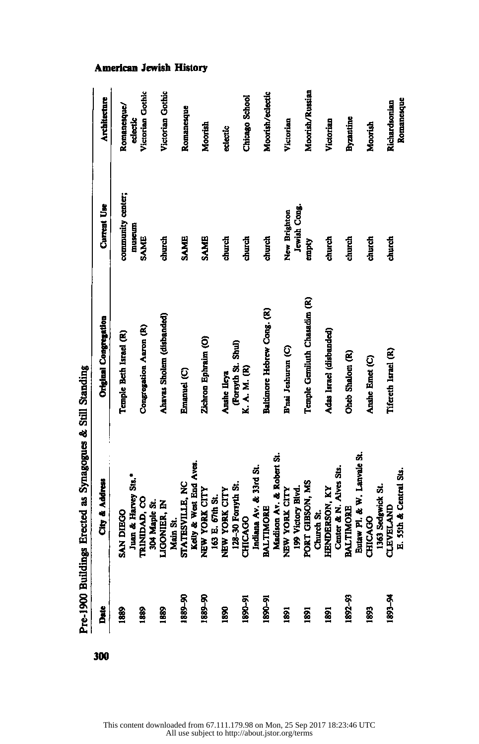## Pre-1900 Buildings Erected as Synagogues & Still Standing

| Date | City & Address | Original Congregation | Current Use | Architecture |
|---|---|---|---|---|
| 1889 | SAN DIEGO<br>Juan & Harvey Sts.* | Temple Beth Israel (R) | community center; museum | Romanesque/ eclectic |
| 1889 | TRINIDAD, CO<br>304 Maple St. | Congregation Aaron (R) | SAME | Victorian Gothic |
| 1889 | LIGONIER, IN<br>Main St. | Ahavas Sholem (disbanded) | church | Victorian Gothic |
| 1889–90 | STATESVILLE, NC<br>Kelly & West End Aves. | Emanuel (C) | SAME | Romanesque |
| 1889–90 | NEW YORK CITY<br>163 E. 67th St. | Zichron Ephraim (O) | SAME | Moorish |
| 1890 | NEW YORK CITY<br>128–30 Forsyth St. | Anshe Ileya<br>(Forsyth St. Shul) | church | eclectic |
| 1890–91 | CHICAGO<br>Indiana Av. & 33rd St. | K. A. M. (R) | church | Chicago School |
| 1890–91 | BALTIMORE<br>Madison Av. & Robert St. | Baltimore Hebrew Cong. (R) | church | Moorish/eclectic |
| 1891 | NEW YORK CITY<br>199 Victory Blvd. | B'nai Jeshurun (C) | New Brighton Jewish Cong. | Victorian |
| 1891 | PORT GIBSON, MS<br>Church St. | Temple Gemiluth Chasadim (R) | empty | Moorish/Russian |
| 1891 | HENDERSON, KY<br>Center & N. Alves Sts. | Adas Israel (disbanded) | church | Victorian |
| 1892–93 | BALTIMORE<br>Eutaw Pl. & W. Lanvale St. | Oheb Shalom (R) | church | Byzantine |
| 1893 | CHICAGO<br>1363 Sedgwick St. | Anshe Emet (C) | church | Moorish |
| 1893–94 | CLEVELAND<br>E. 55th & Central Sts. | Tifereth Israel (R) | church | Richardsonian Romanesque |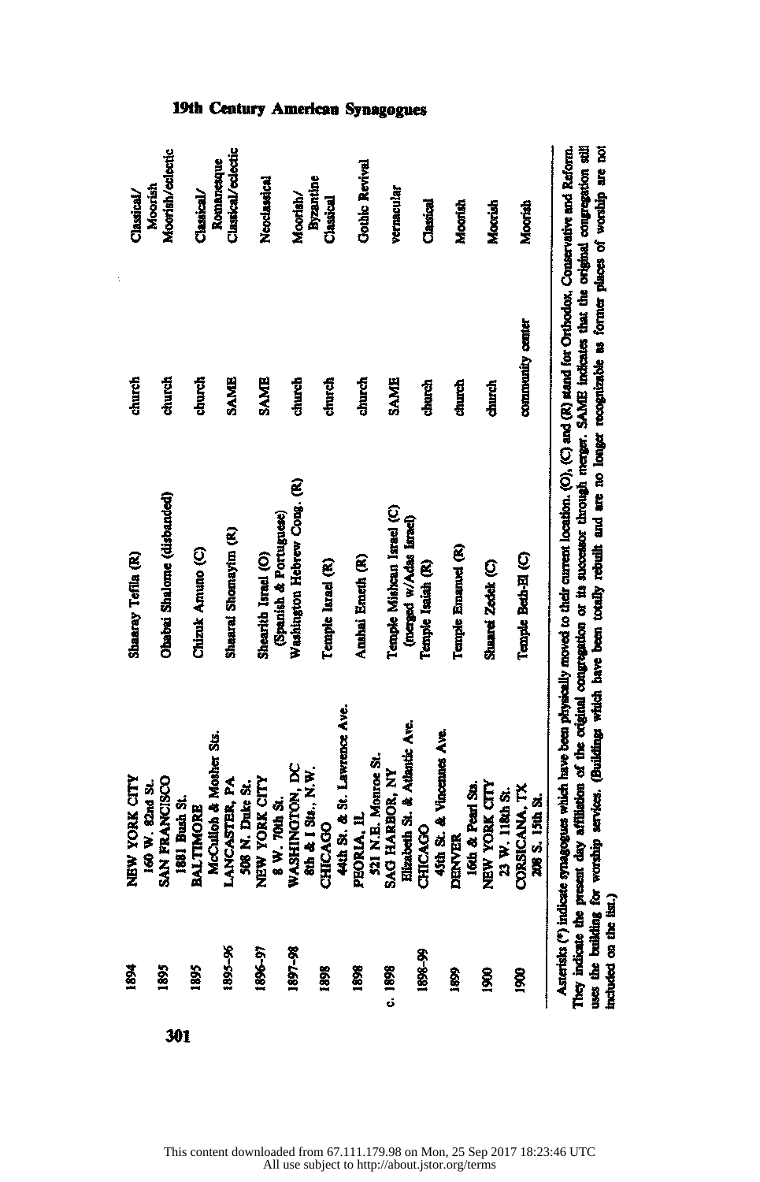## 19th Century American Synagogues

| | | | | |
|---|---|---|---|---|
| 1894 | NEW YORK CITY<br>160 W. 82nd St. | Shaaray Tefila (R) | church | Classical/<br>Moorish |
| 1895 | SAN FRANCISCO<br>1881 Bush St. | Ohabai Shalome (disbanded) | church | Moorish/eclectic |
| 1895 | BALTIMORE<br>McCulloh & Mosher Sts. | Chizuk Amuno (C) | church | Classical/<br>Romanesque |
| 1895–96 | LANCASTER, PA<br>508 N. Duke St. | Shaarai Shomayim (R) | SAME | Classical/eclectic |
| 1896–97 | NEW YORK CITY<br>8 W. 70th St. | Shearith Israel (O)<br>(Spanish & Portuguese) | SAME | Neoclassical |
| 1897–98 | WASHINGTON, DC<br>8th & I Sts., N.W. | Washington Hebrew Cong. (R) | church | Moorish/<br>Byzantine |
| 1898 | CHICAGO<br>44th St. & St. Lawrence Ave. | Temple Israel (R) | church | Classical |
| 1898 | PEORIA, IL<br>521 N.E. Monroe St. | Anshai Emeth (R) | church | Gothic Revival |
| c. 1898 | SAG HARBOR, NY<br>Elizabeth St. & Atlantic Ave. | Temple Mishcan Israel (C)<br>(merged w/Adas Israel) | SAME | vernacular |
| 1898–99 | CHICAGO<br>45th St. & Vincennes Ave. | Temple Isaiah (R) | church | Classical |
| 1899 | DENVER<br>16th & Pearl Sts. | Temple Emanuel (R) | church | Moorish |
| 1900 | NEW YORK CITY<br>23 W. 118th St. | Shaarei Zedek (C) | church | Moorish |
| 1900 | CORSICANA, TX<br>208 S. 15th St. | Temple Beth-El (C) | community center | Moorish |

Asterisks (*) indicate synagogues which have been physically moved to their current location. (O), (C) and (R) stand for Orthodox, Conservative and Reform. They indicate the present day affiliation of the original congregation or its successor through merger. SAME indicates that the original congregation still uses the building for worship services. (Buildings which have been totally rebuilt and are no longer recognizable as former places of worship are not included on the list.)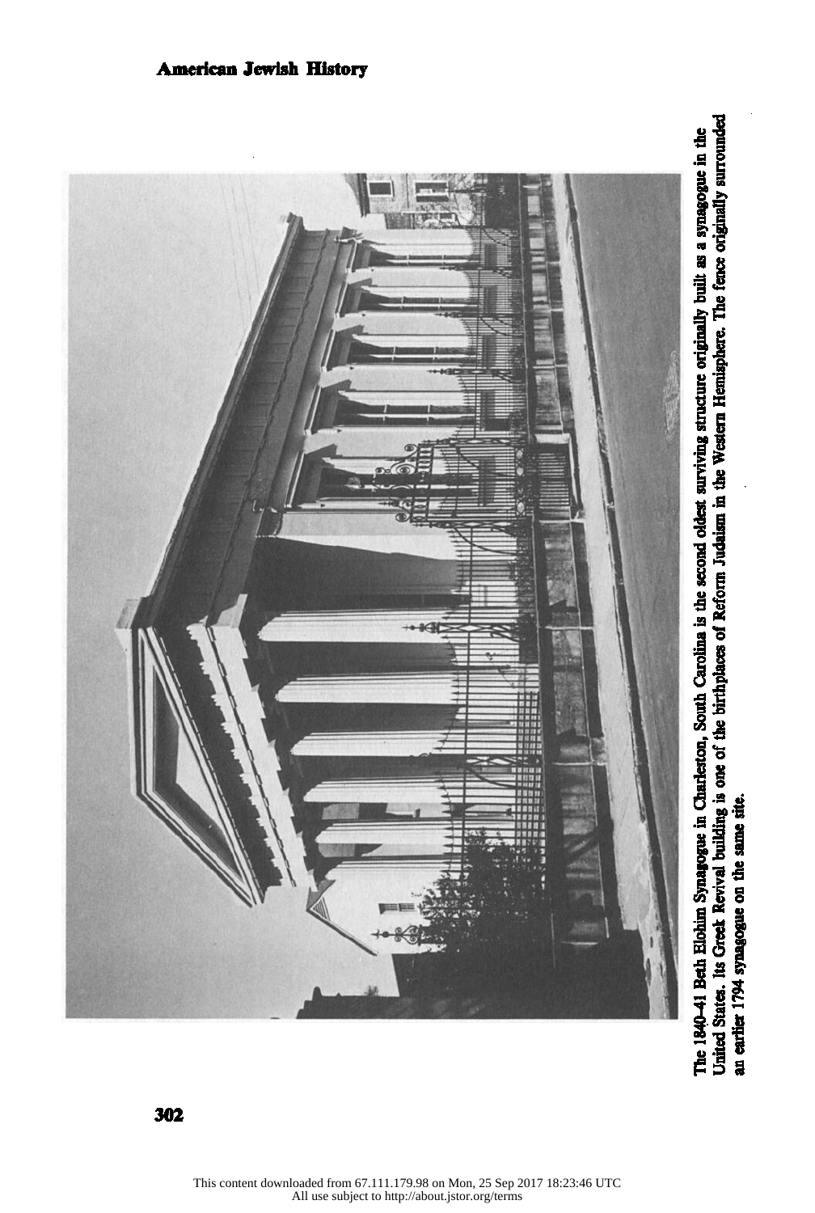The 1840–41 Beth Elohim Synagogue in Charleston, South Carolina is the second oldest surviving structure originally built as a synagogue in the United States. Its Greek Revival building is one of the birthplaces of Reform Judaism in the Western Hemisphere. The fence originally surrounded an earlier 1794 synagogue on the same site.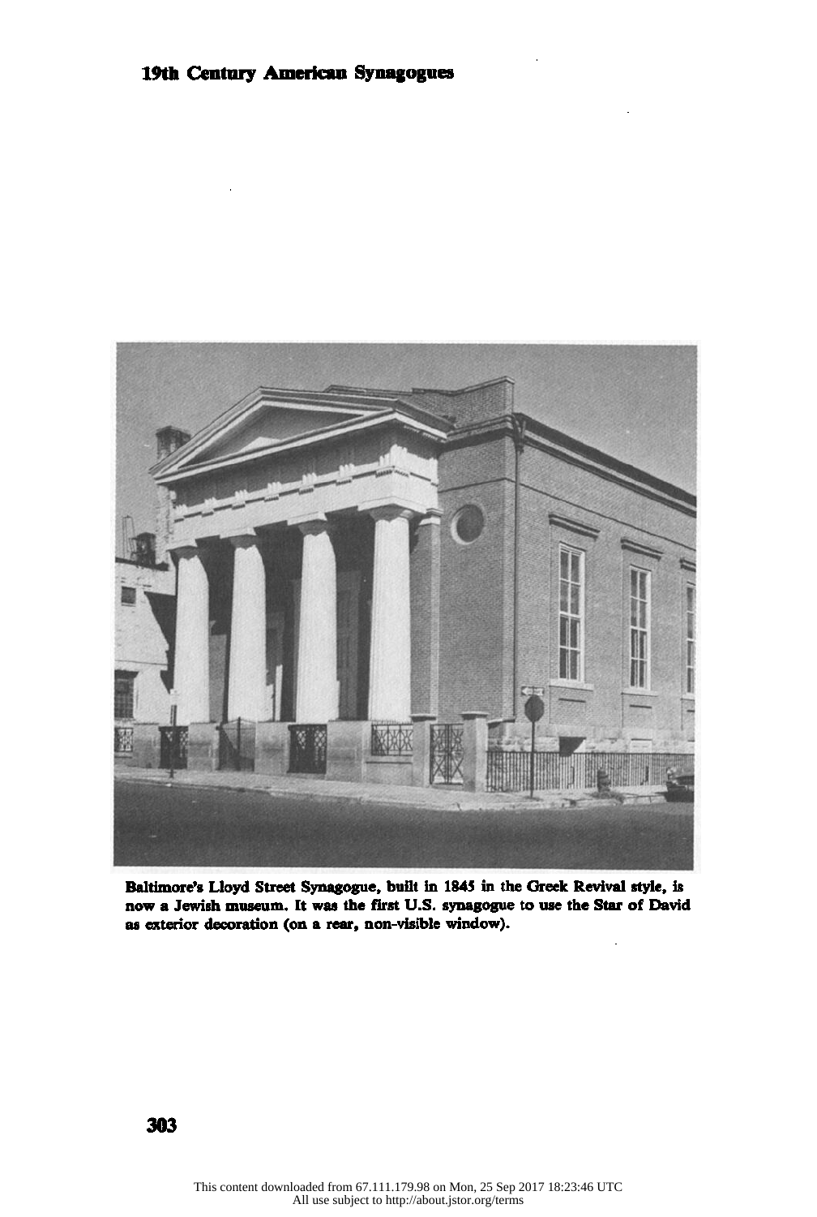Baltimore's Lloyd Street Synagogue, built in 1845 in the Greek Revival style, is now a Jewish museum. It was the first U.S. synagogue to use the Star of David as exterior decoration (on a rear, non-visible window).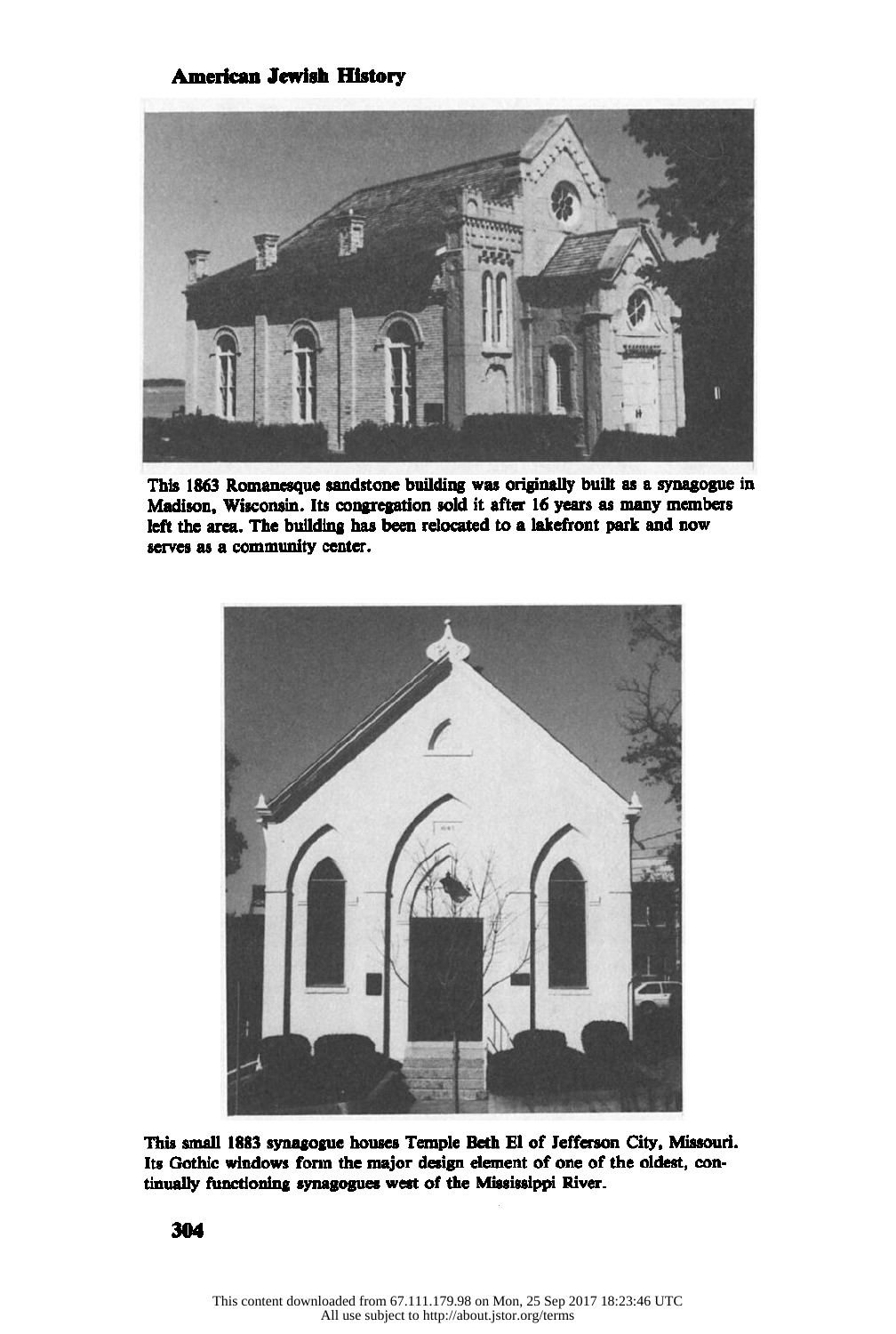This 1863 Romanesque sandstone building was originally built as a synagogue in Madison, Wisconsin. Its congregation sold it after 16 years as many members left the area. The building has been relocated to a lakefront park and now serves as a community center.

This small 1883 synagogue houses Temple Beth El of Jefferson City, Missouri. Its Gothic windows form the major design element of one of the oldest, continually functioning synagogues west of the Mississippi River.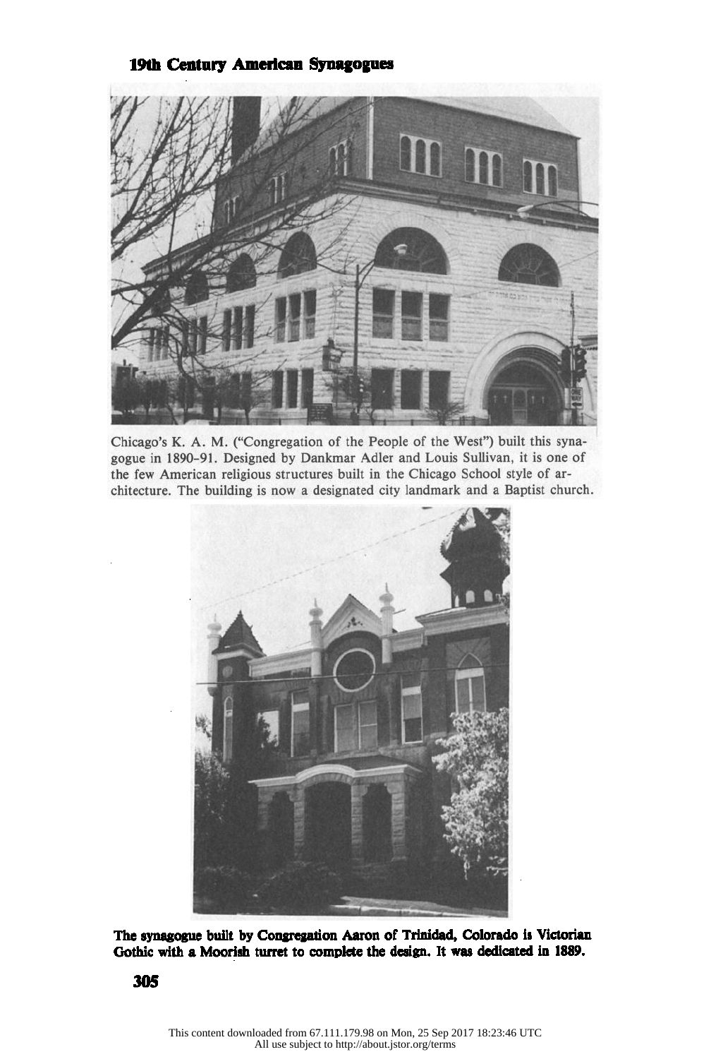Chicago's K. A. M. ("Congregation of the People of the West") built this synagogue in 1890–91. Designed by Dankmar Adler and Louis Sullivan, it is one of the few American religious structures built in the Chicago School style of architecture. The building is now a designated city landmark and a Baptist church.

**The synagogue built by Congregation Aaron of Trinidad, Colorado is Victorian Gothic with a Moorish turret to complete the design. It was dedicated in 1889.**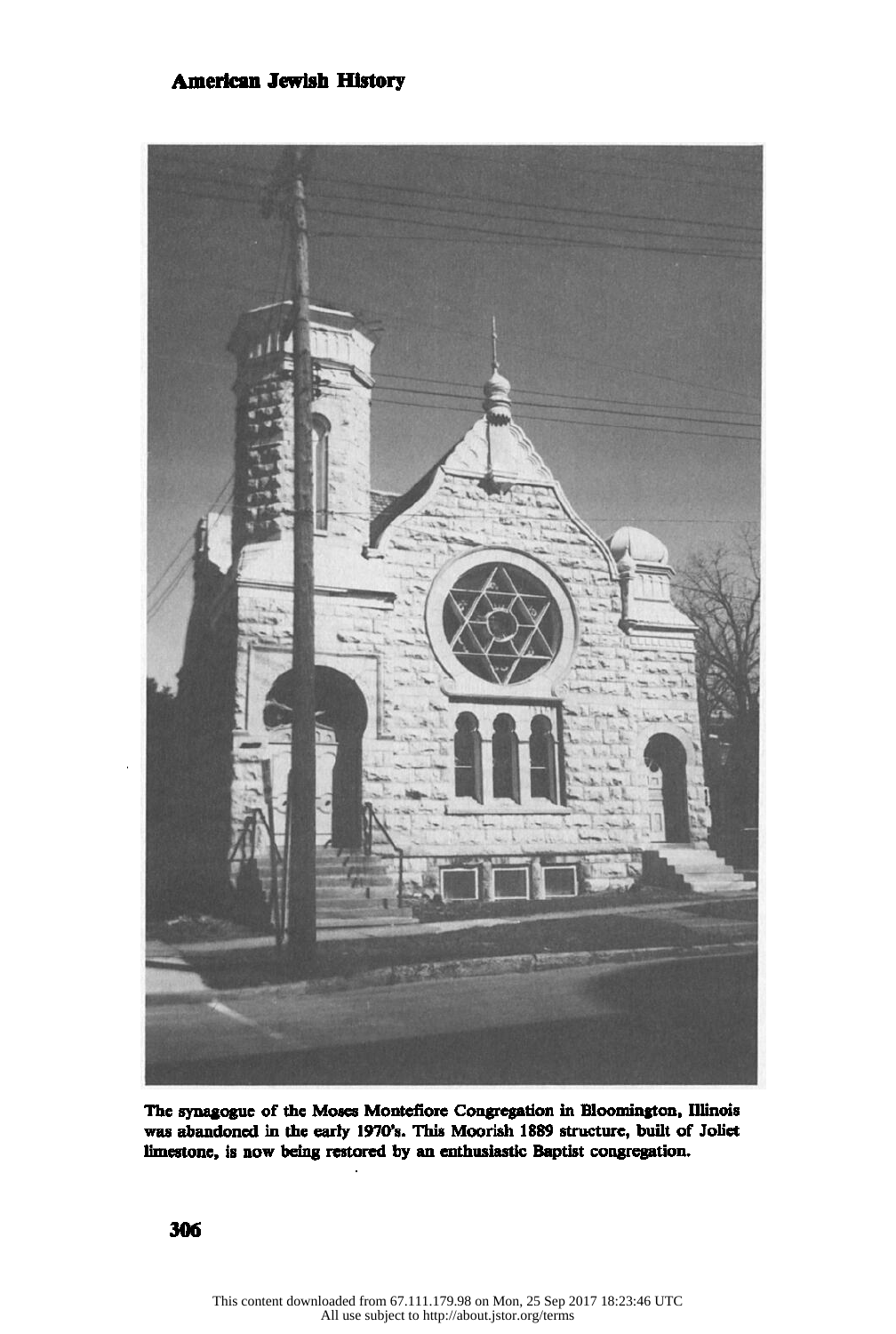The synagogue of the Moses Montefiore Congregation in Bloomington, Illinois was abandoned in the early 1970's. This Moorish 1889 structure, built of Joliet limestone, is now being restored by an enthusiastic Baptist congregation.